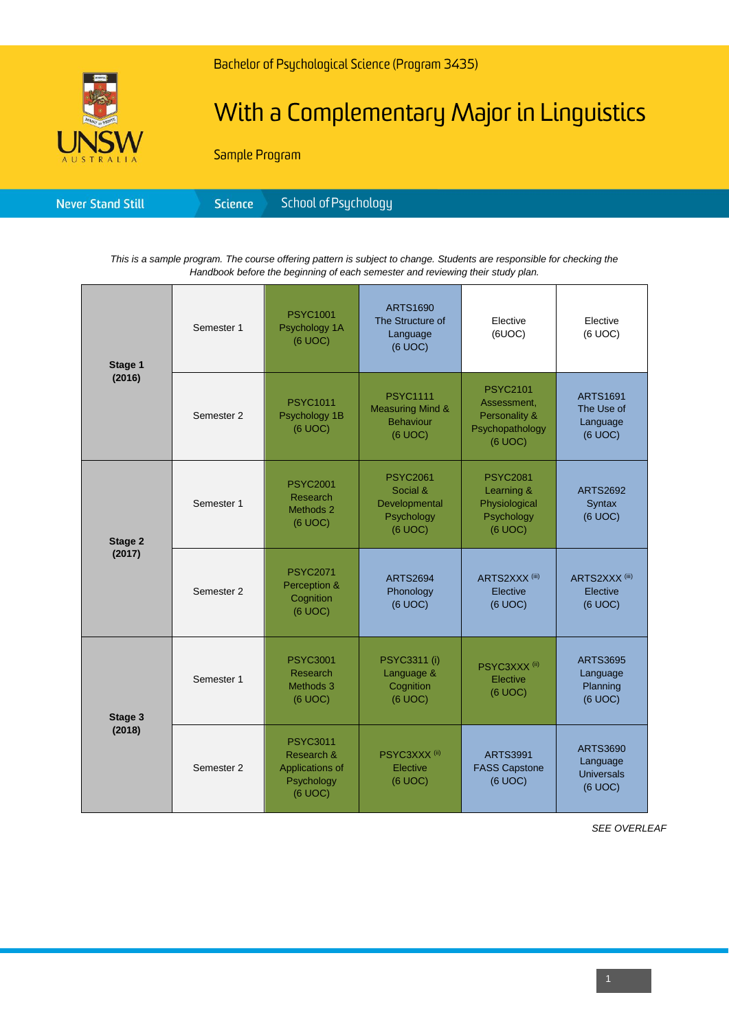Bachelor of Psychological Science (Program 3435)

# With a Complementary Major in Linguistics

Sample Program

Never Stand Still | Science | School of Psychology

*This is a sample program. The course offering pattern is subject to change. Students are responsible for checking the Handbook before the beginning of each semester and reviewing their study plan.*

| | | | | | |
|---|---|---|---|---|---|
| **Stage 1 (2016)** | Semester 1 | PSYC1001 Psychology 1A (6 UOC) | ARTS1690 The Structure of Language (6 UOC) | Elective (6UOC) | Elective (6 UOC) |
| | Semester 2 | PSYC1011 Psychology 1B (6 UOC) | PSYC1111 Measuring Mind & Behaviour (6 UOC) | PSYC2101 Assessment, Personality & Psychopathology (6 UOC) | ARTS1691 The Use of Language (6 UOC) |
| **Stage 2 (2017)** | Semester 1 | PSYC2001 Research Methods 2 (6 UOC) | PSYC2061 Social & Developmental Psychology (6 UOC) | PSYC2081 Learning & Physiological Psychology (6 UOC) | ARTS2692 Syntax (6 UOC) |
| | Semester 2 | PSYC2071 Perception & Cognition (6 UOC) | ARTS2694 Phonology (6 UOC) | ARTS2XXX (iii) Elective (6 UOC) | ARTS2XXX (iii) Elective (6 UOC) |
| **Stage 3 (2018)** | Semester 1 | PSYC3001 Research Methods 3 (6 UOC) | PSYC3311 (i) Language & Cognition (6 UOC) | PSYC3XXX (ii) Elective (6 UOC) | ARTS3695 Language Planning (6 UOC) |
| | Semester 2 | PSYC3011 Research & Applications of Psychology (6 UOC) | PSYC3XXX (ii) Elective (6 UOC) | ARTS3991 FASS Capstone (6 UOC) | ARTS3690 Language Universals (6 UOC) |

*SEE OVERLEAF*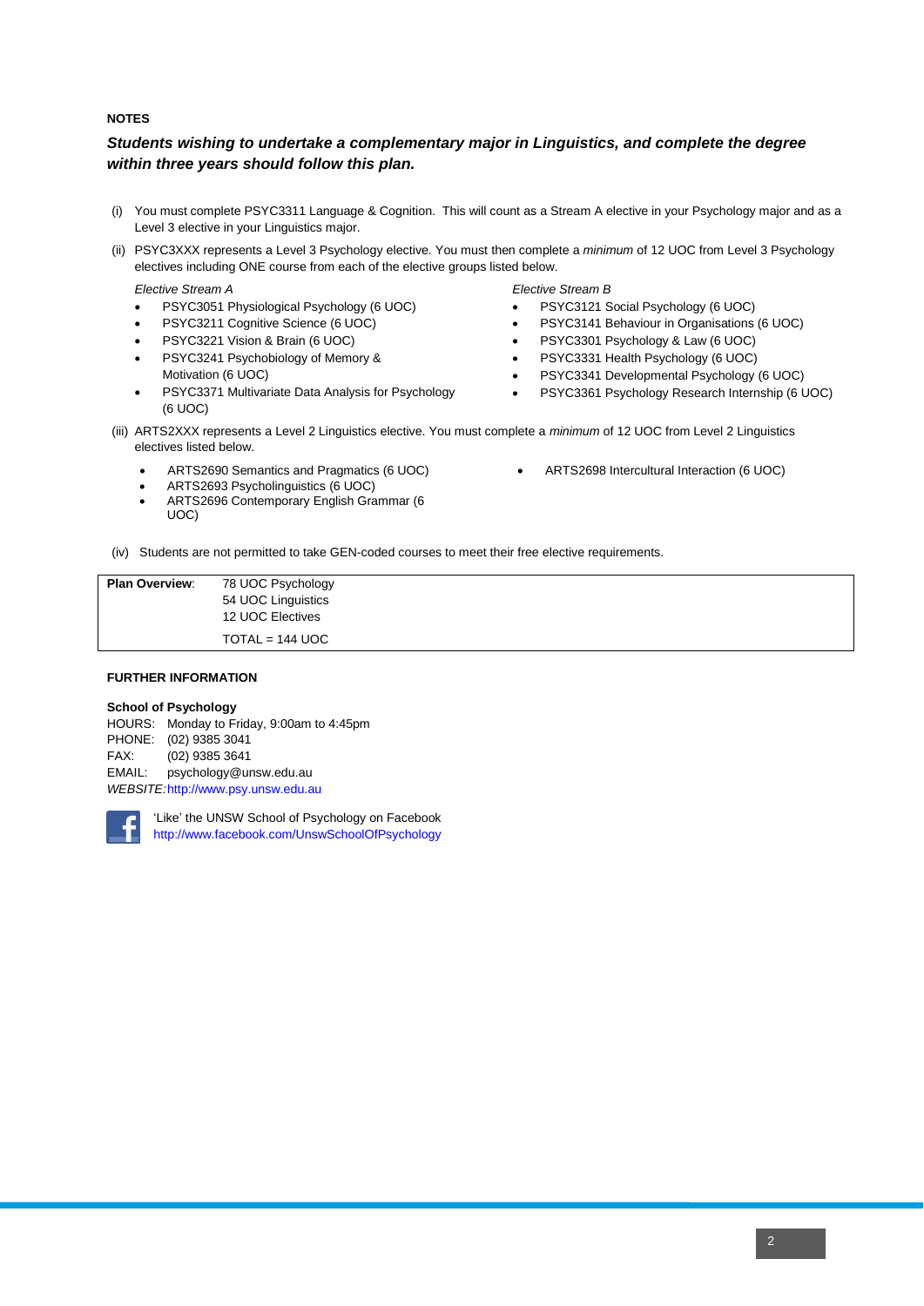**NOTES**

***Students wishing to undertake a complementary major in Linguistics, and complete the degree within three years should follow this plan.***

(i) You must complete PSYC3311 Language & Cognition. This will count as a Stream A elective in your Psychology major and as a Level 3 elective in your Linguistics major.

(ii) PSYC3XXX represents a Level 3 Psychology elective. You must then complete a *minimum* of 12 UOC from Level 3 Psychology electives including ONE course from each of the elective groups listed below.

*Elective Stream A*

- PSYC3051 Physiological Psychology (6 UOC)
- PSYC3211 Cognitive Science (6 UOC)
- PSYC3221 Vision & Brain (6 UOC)
- PSYC3241 Psychobiology of Memory & Motivation (6 UOC)
- PSYC3371 Multivariate Data Analysis for Psychology (6 UOC)

*Elective Stream B*

- PSYC3121 Social Psychology (6 UOC)
- PSYC3141 Behaviour in Organisations (6 UOC)
- PSYC3301 Psychology & Law (6 UOC)
- PSYC3331 Health Psychology (6 UOC)
- PSYC3341 Developmental Psychology (6 UOC)
- PSYC3361 Psychology Research Internship (6 UOC)

(iii) ARTS2XXX represents a Level 2 Linguistics elective. You must complete a *minimum* of 12 UOC from Level 2 Linguistics electives listed below.

- ARTS2690 Semantics and Pragmatics (6 UOC)
- ARTS2693 Psycholinguistics (6 UOC)
- ARTS2696 Contemporary English Grammar (6 UOC)
- ARTS2698 Intercultural Interaction (6 UOC)

(iv) Students are not permitted to take GEN-coded courses to meet their free elective requirements.

| | |
|---|---|
| **Plan Overview**: | 78 UOC Psychology<br>54 UOC Linguistics<br>12 UOC Electives<br>TOTAL = 144 UOC |

**FURTHER INFORMATION**

**School of Psychology**
HOURS: Monday to Friday, 9:00am to 4:45pm
PHONE: (02) 9385 3041
FAX: (02) 9385 3641
EMAIL: psychology@unsw.edu.au
*WEBSITE:* http://www.psy.unsw.edu.au

'Like' the UNSW School of Psychology on Facebook
http://www.facebook.com/UnswSchoolOfPsychology